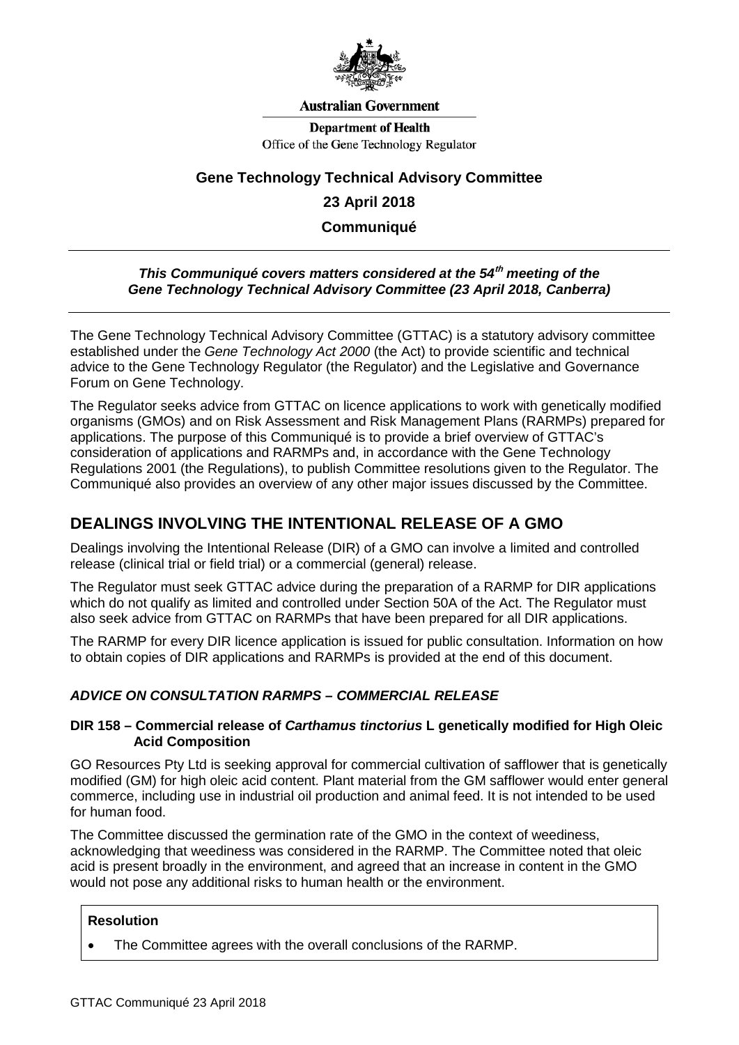Australian Government

Department of Health
Office of the Gene Technology Regulator

# Gene Technology Technical Advisory Committee

## 23 April 2018

## Communiqué

***This Communiqué covers matters considered at the 54th meeting of the Gene Technology Technical Advisory Committee (23 April 2018, Canberra)***

The Gene Technology Technical Advisory Committee (GTTAC) is a statutory advisory committee established under the *Gene Technology Act 2000* (the Act) to provide scientific and technical advice to the Gene Technology Regulator (the Regulator) and the Legislative and Governance Forum on Gene Technology.

The Regulator seeks advice from GTTAC on licence applications to work with genetically modified organisms (GMOs) and on Risk Assessment and Risk Management Plans (RARMPs) prepared for applications. The purpose of this Communiqué is to provide a brief overview of GTTAC's consideration of applications and RARMPs and, in accordance with the Gene Technology Regulations 2001 (the Regulations), to publish Committee resolutions given to the Regulator. The Communiqué also provides an overview of any other major issues discussed by the Committee.

## DEALINGS INVOLVING THE INTENTIONAL RELEASE OF A GMO

Dealings involving the Intentional Release (DIR) of a GMO can involve a limited and controlled release (clinical trial or field trial) or a commercial (general) release.

The Regulator must seek GTTAC advice during the preparation of a RARMP for DIR applications which do not qualify as limited and controlled under Section 50A of the Act. The Regulator must also seek advice from GTTAC on RARMPs that have been prepared for all DIR applications.

The RARMP for every DIR licence application is issued for public consultation. Information on how to obtain copies of DIR applications and RARMPs is provided at the end of this document.

### *ADVICE ON CONSULTATION RARMPS – COMMERCIAL RELEASE*

#### DIR 158 – Commercial release of *Carthamus tinctorius* L genetically modified for High Oleic Acid Composition

GO Resources Pty Ltd is seeking approval for commercial cultivation of safflower that is genetically modified (GM) for high oleic acid content. Plant material from the GM safflower would enter general commerce, including use in industrial oil production and animal feed. It is not intended to be used for human food.

The Committee discussed the germination rate of the GMO in the context of weediness, acknowledging that weediness was considered in the RARMP. The Committee noted that oleic acid is present broadly in the environment, and agreed that an increase in content in the GMO would not pose any additional risks to human health or the environment.

**Resolution**

- The Committee agrees with the overall conclusions of the RARMP.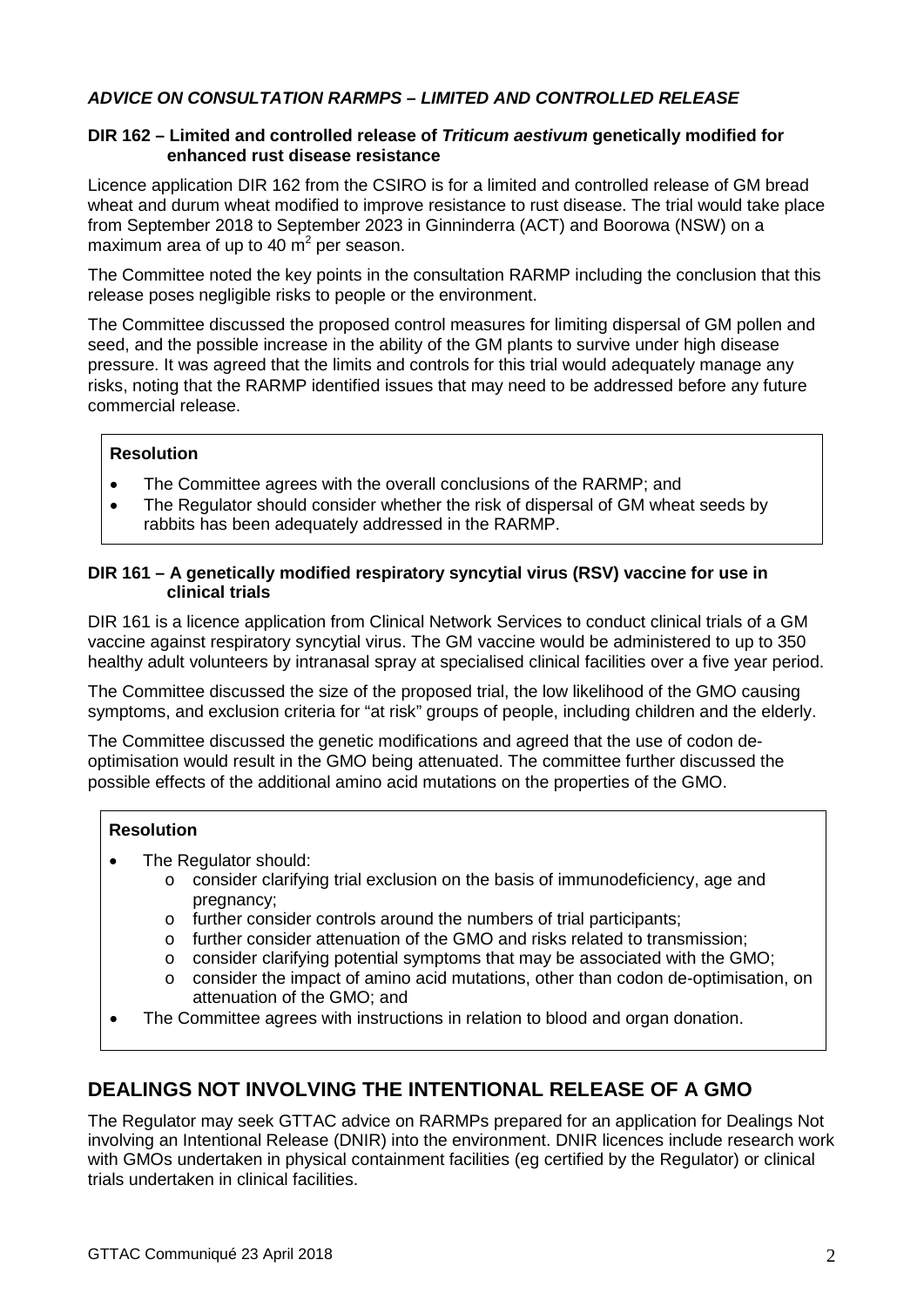### *ADVICE ON CONSULTATION RARMPS – LIMITED AND CONTROLLED RELEASE*

**DIR 162 – Limited and controlled release of *Triticum aestivum* genetically modified for enhanced rust disease resistance**

Licence application DIR 162 from the CSIRO is for a limited and controlled release of GM bread wheat and durum wheat modified to improve resistance to rust disease. The trial would take place from September 2018 to September 2023 in Ginninderra (ACT) and Boorowa (NSW) on a maximum area of up to 40 $m^2$ per season.

The Committee noted the key points in the consultation RARMP including the conclusion that this release poses negligible risks to people or the environment.

The Committee discussed the proposed control measures for limiting dispersal of GM pollen and seed, and the possible increase in the ability of the GM plants to survive under high disease pressure. It was agreed that the limits and controls for this trial would adequately manage any risks, noting that the RARMP identified issues that may need to be addressed before any future commercial release.

**Resolution**

- The Committee agrees with the overall conclusions of the RARMP; and
- The Regulator should consider whether the risk of dispersal of GM wheat seeds by rabbits has been adequately addressed in the RARMP.

**DIR 161 – A genetically modified respiratory syncytial virus (RSV) vaccine for use in clinical trials**

DIR 161 is a licence application from Clinical Network Services to conduct clinical trials of a GM vaccine against respiratory syncytial virus. The GM vaccine would be administered to up to 350 healthy adult volunteers by intranasal spray at specialised clinical facilities over a five year period.

The Committee discussed the size of the proposed trial, the low likelihood of the GMO causing symptoms, and exclusion criteria for "at risk" groups of people, including children and the elderly.

The Committee discussed the genetic modifications and agreed that the use of codon de-optimisation would result in the GMO being attenuated. The committee further discussed the possible effects of the additional amino acid mutations on the properties of the GMO.

**Resolution**

- The Regulator should:
  - consider clarifying trial exclusion on the basis of immunodeficiency, age and pregnancy;
  - further consider controls around the numbers of trial participants;
  - further consider attenuation of the GMO and risks related to transmission;
  - consider clarifying potential symptoms that may be associated with the GMO;
  - consider the impact of amino acid mutations, other than codon de-optimisation, on attenuation of the GMO; and
- The Committee agrees with instructions in relation to blood and organ donation.

## DEALINGS NOT INVOLVING THE INTENTIONAL RELEASE OF A GMO

The Regulator may seek GTTAC advice on RARMPs prepared for an application for Dealings Not involving an Intentional Release (DNIR) into the environment. DNIR licences include research work with GMOs undertaken in physical containment facilities (eg certified by the Regulator) or clinical trials undertaken in clinical facilities.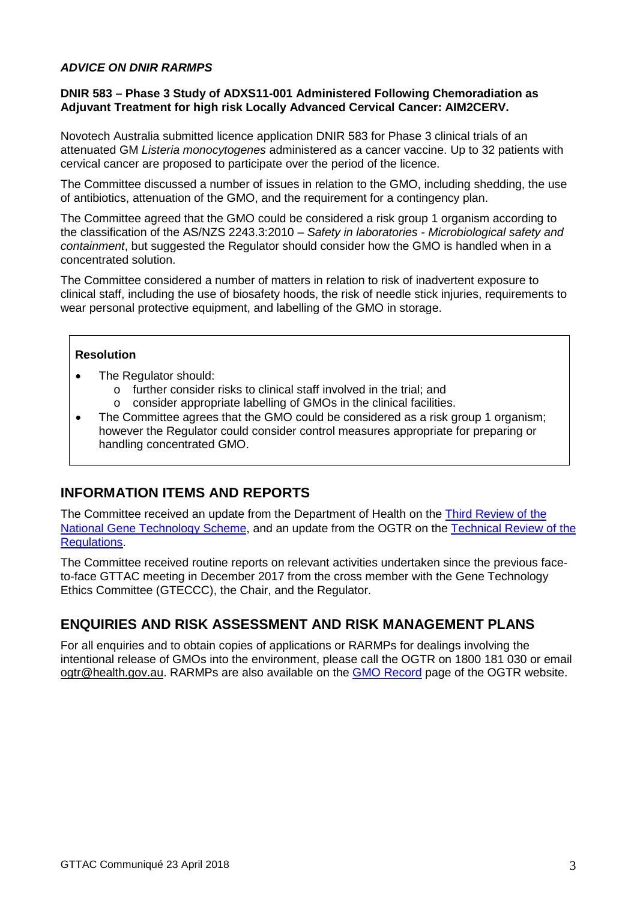### *ADVICE ON DNIR RARMPS*

**DNIR 583 – Phase 3 Study of ADXS11-001 Administered Following Chemoradiation as Adjuvant Treatment for high risk Locally Advanced Cervical Cancer: AIM2CERV.**

Novotech Australia submitted licence application DNIR 583 for Phase 3 clinical trials of an attenuated GM *Listeria monocytogenes* administered as a cancer vaccine. Up to 32 patients with cervical cancer are proposed to participate over the period of the licence.

The Committee discussed a number of issues in relation to the GMO, including shedding, the use of antibiotics, attenuation of the GMO, and the requirement for a contingency plan.

The Committee agreed that the GMO could be considered a risk group 1 organism according to the classification of the AS/NZS 2243.3:2010 – *Safety in laboratories - Microbiological safety and containment*, but suggested the Regulator should consider how the GMO is handled when in a concentrated solution.

The Committee considered a number of matters in relation to risk of inadvertent exposure to clinical staff, including the use of biosafety hoods, the risk of needle stick injuries, requirements to wear personal protective equipment, and labelling of the GMO in storage.

> **Resolution**
>
> - The Regulator should:
>   - further consider risks to clinical staff involved in the trial; and
>   - consider appropriate labelling of GMOs in the clinical facilities.
> - The Committee agrees that the GMO could be considered as a risk group 1 organism; however the Regulator could consider control measures appropriate for preparing or handling concentrated GMO.

## INFORMATION ITEMS AND REPORTS

The Committee received an update from the Department of Health on the Third Review of the National Gene Technology Scheme, and an update from the OGTR on the Technical Review of the Regulations.

The Committee received routine reports on relevant activities undertaken since the previous face-to-face GTTAC meeting in December 2017 from the cross member with the Gene Technology Ethics Committee (GTECCC), the Chair, and the Regulator.

## ENQUIRIES AND RISK ASSESSMENT AND RISK MANAGEMENT PLANS

For all enquiries and to obtain copies of applications or RARMPs for dealings involving the intentional release of GMOs into the environment, please call the OGTR on 1800 181 030 or email ogtr@health.gov.au. RARMPs are also available on the GMO Record page of the OGTR website.